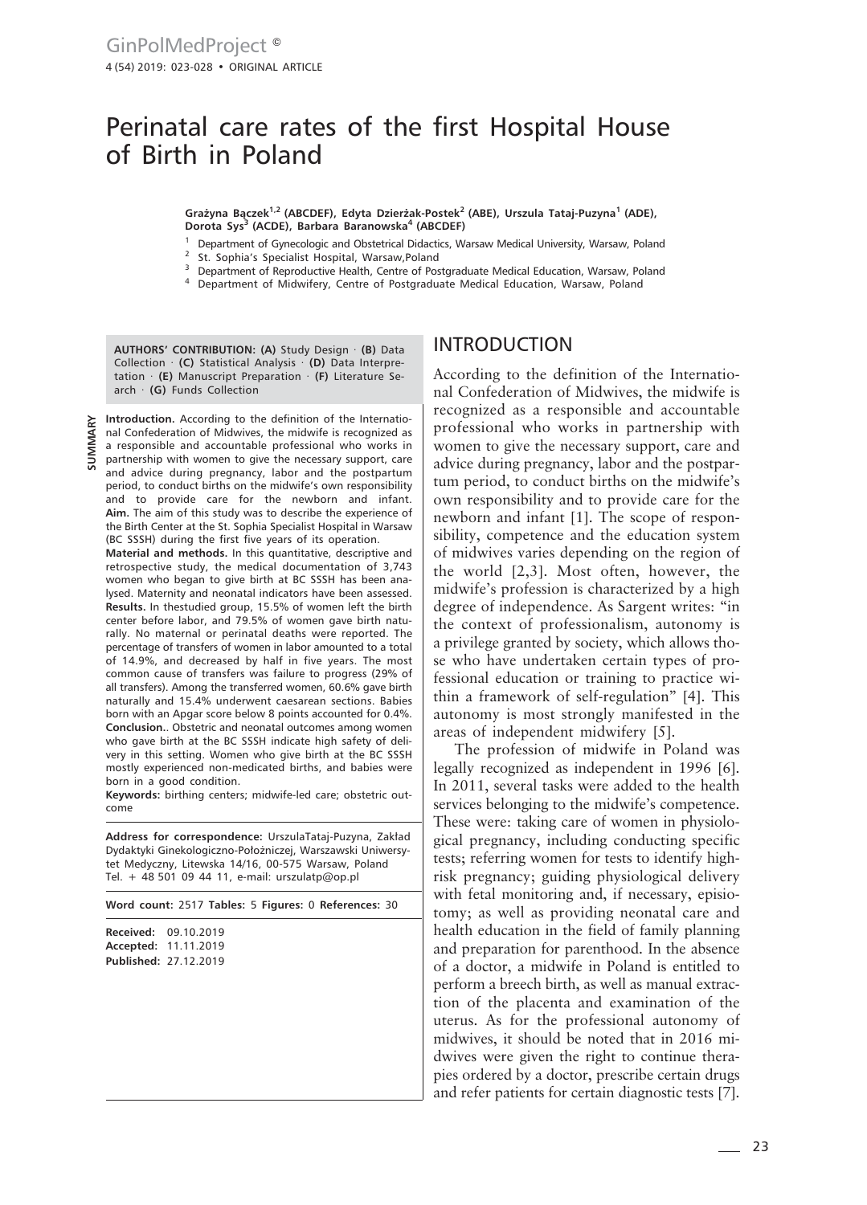# Perinatal care rates of the first Hospital House of Birth in Poland

**Grażyna Bączek[1,2] (ABCDEF), Edyta Dzierżak-Postek[2] (ABE), Urszula Tataj-Puzyna[1] (ADE), Dorota Sys[3] (ACDE), Barbara Baranowska[4] (ABCDEF)**

[1] Department of Gynecologic and Obstetrical Didactics, Warsaw Medical University, Warsaw, Poland
[2] St. Sophia's Specialist Hospital, Warsaw,Poland
[3] Department of Reproductive Health, Centre of Postgraduate Medical Education, Warsaw, Poland
[4] Department of Midwifery, Centre of Postgraduate Medical Education, Warsaw, Poland

**AUTHORS' CONTRIBUTION: (A)** Study Design · **(B)** Data Collection · **(C)** Statistical Analysis · **(D)** Data Interpretation · **(E)** Manuscript Preparation · **(F)** Literature Search · **(G)** Funds Collection

**SUMMARY**

**Introduction.** According to the definition of the International Confederation of Midwives, the midwife is recognized as a responsible and accountable professional who works in partnership with women to give the necessary support, care and advice during pregnancy, labor and the postpartum period, to conduct births on the midwife's own responsibility and to provide care for the newborn and infant.
**Aim.** The aim of this study was to describe the experience of the Birth Center at the St. Sophia Specialist Hospital in Warsaw (BC SSSH) during the first five years of its operation.
**Material and methods.** In this quantitative, descriptive and retrospective study, the medical documentation of 3,743 women who began to give birth at BC SSSH has been analysed. Maternity and neonatal indicators have been assessed.
**Results.** In thestudied group, 15.5% of women left the birth center before labor, and 79.5% of women gave birth naturally. No maternal or perinatal deaths were reported. The percentage of transfers of women in labor amounted to a total of 14.9%, and decreased by half in five years. The most common cause of transfers was failure to progress (29% of all transfers). Among the transferred women, 60.6% gave birth naturally and 15.4% underwent caesarean sections. Babies born with an Apgar score below 8 points accounted for 0.4%.
**Conclusion.**. Obstetric and neonatal outcomes among women who gave birth at the BC SSSH indicate high safety of delivery in this setting. Women who give birth at the BC SSSH mostly experienced non-medicated births, and babies were born in a good condition.
**Keywords:** birthing centers; midwife-led care; obstetric outcome

**Address for correspondence:** UrszulaTataj-Puzyna, Zakład Dydaktyki Ginekologiczno-Położniczej, Warszawski Uniwersytet Medyczny, Litewska 14/16, 00-575 Warsaw, Poland
Tel. + 48 501 09 44 11, e-mail: urszulatp@op.pl

**Word count:** 2517 **Tables:** 5 **Figures:** 0 **References:** 30

**Received:** 09.10.2019
**Accepted:** 11.11.2019
**Published:** 27.12.2019

## INTRODUCTION

According to the definition of the International Confederation of Midwives, the midwife is recognized as a responsible and accountable professional who works in partnership with women to give the necessary support, care and advice during pregnancy, labor and the postpartum period, to conduct births on the midwife's own responsibility and to provide care for the newborn and infant [1]. The scope of responsibility, competence and the education system of midwives varies depending on the region of the world [2,3]. Most often, however, the midwife's profession is characterized by a high degree of independence. As Sargent writes: "in the context of professionalism, autonomy is a privilege granted by society, which allows those who have undertaken certain types of professional education or training to practice within a framework of self-regulation" [4]. This autonomy is most strongly manifested in the areas of independent midwifery [5].

The profession of midwife in Poland was legally recognized as independent in 1996 [6]. In 2011, several tasks were added to the health services belonging to the midwife's competence. These were: taking care of women in physiological pregnancy, including conducting specific tests; referring women for tests to identify high-risk pregnancy; guiding physiological delivery with fetal monitoring and, if necessary, episiotomy; as well as providing neonatal care and health education in the field of family planning and preparation for parenthood. In the absence of a doctor, a midwife in Poland is entitled to perform a breech birth, as well as manual extraction of the placenta and examination of the uterus. As for the professional autonomy of midwives, it should be noted that in 2016 midwives were given the right to continue therapies ordered by a doctor, prescribe certain drugs and refer patients for certain diagnostic tests [7].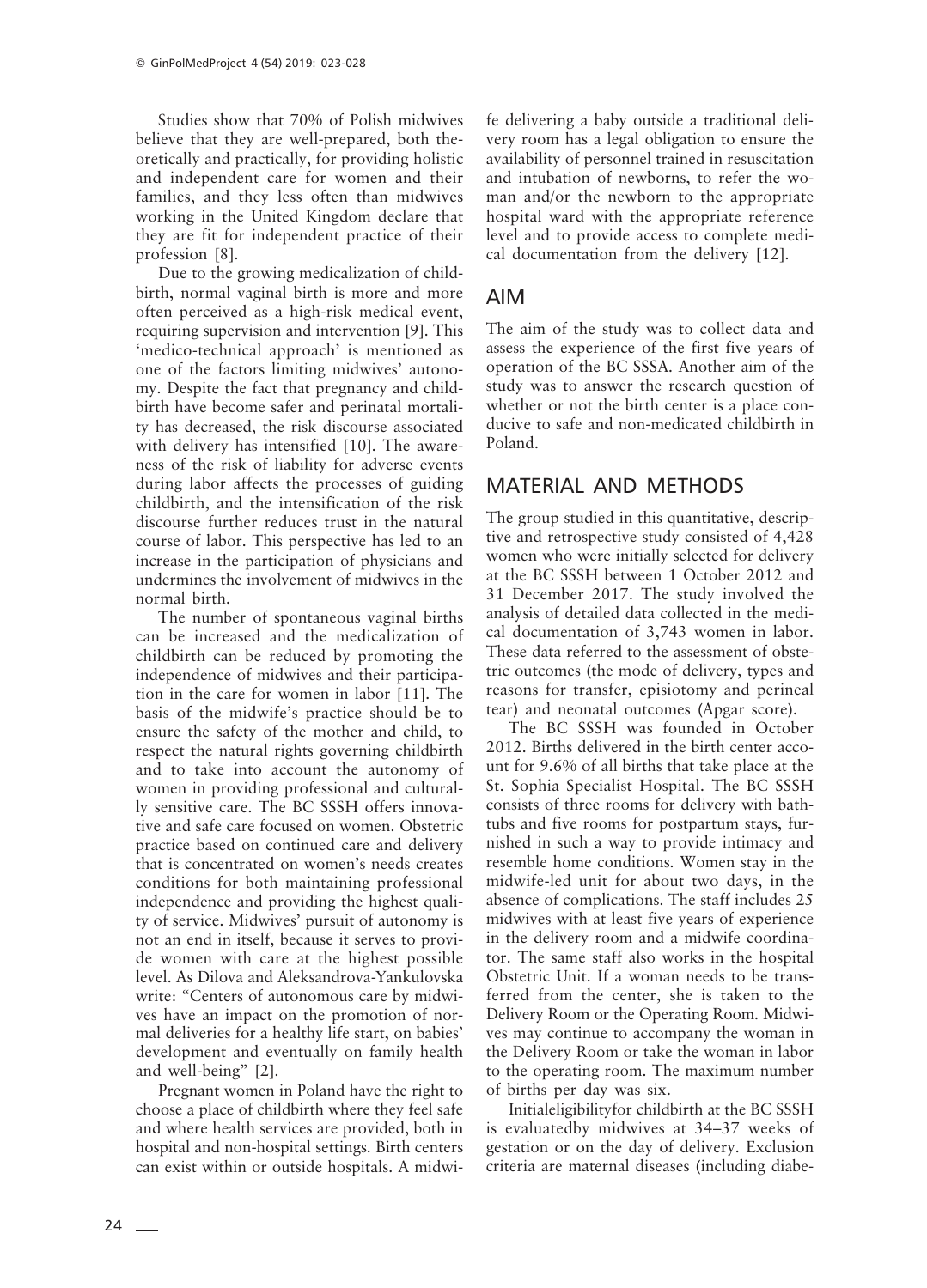Studies show that 70% of Polish midwives believe that they are well-prepared, both theoretically and practically, for providing holistic and independent care for women and their families, and they less often than midwives working in the United Kingdom declare that they are fit for independent practice of their profession [8].

Due to the growing medicalization of childbirth, normal vaginal birth is more and more often perceived as a high-risk medical event, requiring supervision and intervention [9]. This 'medico-technical approach' is mentioned as one of the factors limiting midwives' autonomy. Despite the fact that pregnancy and childbirth have become safer and perinatal mortality has decreased, the risk discourse associated with delivery has intensified [10]. The awareness of the risk of liability for adverse events during labor affects the processes of guiding childbirth, and the intensification of the risk discourse further reduces trust in the natural course of labor. This perspective has led to an increase in the participation of physicians and undermines the involvement of midwives in the normal birth.

The number of spontaneous vaginal births can be increased and the medicalization of childbirth can be reduced by promoting the independence of midwives and their participation in the care for women in labor [11]. The basis of the midwife's practice should be to ensure the safety of the mother and child, to respect the natural rights governing childbirth and to take into account the autonomy of women in providing professional and culturally sensitive care. The BC SSSH offers innovative and safe care focused on women. Obstetric practice based on continued care and delivery that is concentrated on women's needs creates conditions for both maintaining professional independence and providing the highest quality of service. Midwives' pursuit of autonomy is not an end in itself, because it serves to provide women with care at the highest possible level. As Dilova and Aleksandrova-Yankulovska write: "Centers of autonomous care by midwives have an impact on the promotion of normal deliveries for a healthy life start, on babies' development and eventually on family health and well-being" [2].

Pregnant women in Poland have the right to choose a place of childbirth where they feel safe and where health services are provided, both in hospital and non-hospital settings. Birth centers can exist within or outside hospitals. A midwife delivering a baby outside a traditional delivery room has a legal obligation to ensure the availability of personnel trained in resuscitation and intubation of newborns, to refer the woman and/or the newborn to the appropriate hospital ward with the appropriate reference level and to provide access to complete medical documentation from the delivery [12].

## AIM

The aim of the study was to collect data and assess the experience of the first five years of operation of the BC SSSA. Another aim of the study was to answer the research question of whether or not the birth center is a place conducive to safe and non-medicated childbirth in Poland.

## MATERIAL AND METHODS

The group studied in this quantitative, descriptive and retrospective study consisted of 4,428 women who were initially selected for delivery at the BC SSSH between 1 October 2012 and 31 December 2017. The study involved the analysis of detailed data collected in the medical documentation of 3,743 women in labor. These data referred to the assessment of obstetric outcomes (the mode of delivery, types and reasons for transfer, episiotomy and perineal tear) and neonatal outcomes (Apgar score).

The BC SSSH was founded in October 2012. Births delivered in the birth center account for 9.6% of all births that take place at the St. Sophia Specialist Hospital. The BC SSSH consists of three rooms for delivery with bathtubs and five rooms for postpartum stays, furnished in such a way to provide intimacy and resemble home conditions. Women stay in the midwife-led unit for about two days, in the absence of complications. The staff includes 25 midwives with at least five years of experience in the delivery room and a midwife coordinator. The same staff also works in the hospital Obstetric Unit. If a woman needs to be transferred from the center, she is taken to the Delivery Room or the Operating Room. Midwives may continue to accompany the woman in the Delivery Room or take the woman in labor to the operating room. The maximum number of births per day was six.

Initialeligibilityfor childbirth at the BC SSSH is evaluatedby midwives at 34–37 weeks of gestation or on the day of delivery. Exclusion criteria are maternal diseases (including diabe-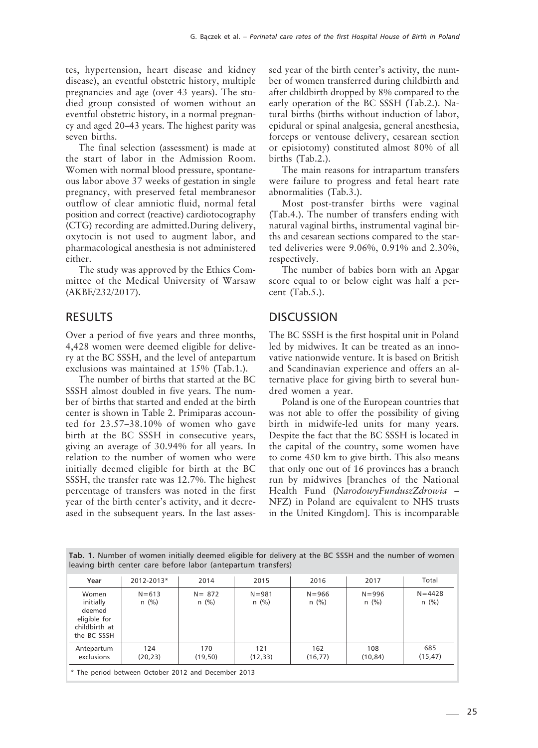tes, hypertension, heart disease and kidney disease), an eventful obstetric history, multiple pregnancies and age (over 43 years). The studied group consisted of women without an eventful obstetric history, in a normal pregnancy and aged 20–43 years. The highest parity was seven births.

The final selection (assessment) is made at the start of labor in the Admission Room. Women with normal blood pressure, spontaneous labor above 37 weeks of gestation in single pregnancy, with preserved fetal membranesor outflow of clear amniotic fluid, normal fetal position and correct (reactive) cardiotocography (CTG) recording are admitted.During delivery, oxytocin is not used to augment labor, and pharmacological anesthesia is not administered either.

The study was approved by the Ethics Committee of the Medical University of Warsaw (AKBE/232/2017).

## RESULTS

Over a period of five years and three months, 4,428 women were deemed eligible for delivery at the BC SSSH, and the level of antepartum exclusions was maintained at 15% (Tab.1.).

The number of births that started at the BC SSSH almost doubled in five years. The number of births that started and ended at the birth center is shown in Table 2. Primiparas accounted for 23.57–38.10% of women who gave birth at the BC SSSH in consecutive years, giving an average of 30.94% for all years. In relation to the number of women who were initially deemed eligible for birth at the BC SSSH, the transfer rate was 12.7%. The highest percentage of transfers was noted in the first year of the birth center's activity, and it decreased in the subsequent years. In the last assessed year of the birth center's activity, the number of women transferred during childbirth and after childbirth dropped by 8% compared to the early operation of the BC SSSH (Tab.2.). Natural births (births without induction of labor, epidural or spinal analgesia, general anesthesia, forceps or ventouse delivery, cesarean section or episiotomy) constituted almost 80% of all births (Tab.2.).

The main reasons for intrapartum transfers were failure to progress and fetal heart rate abnormalities (Tab.3.).

Most post-transfer births were vaginal (Tab.4.). The number of transfers ending with natural vaginal births, instrumental vaginal births and cesarean sections compared to the started deliveries were 9.06%, 0.91% and 2.30%, respectively.

The number of babies born with an Apgar score equal to or below eight was half a percent (Tab.5.).

## DISCUSSION

The BC SSSH is the first hospital unit in Poland led by midwives. It can be treated as an innovative nationwide venture. It is based on British and Scandinavian experience and offers an alternative place for giving birth to several hundred women a year.

Poland is one of the European countries that was not able to offer the possibility of giving birth in midwife-led units for many years. Despite the fact that the BC SSSH is located in the capital of the country, some women have to come 450 km to give birth. This also means that only one out of 16 provinces has a branch run by midwives [branches of the National Health Fund (*NarodowyFunduszZdrowia* – NFZ) in Poland are equivalent to NHS trusts in the United Kingdom]. This is incomparable

**Tab. 1.** Number of women initially deemed eligible for delivery at the BC SSSH and the number of women leaving birth center care before labor (antepartum transfers)

| Year | 2012-2013* | 2014 | 2015 | 2016 | 2017 | Total |
|---|---|---|---|---|---|---|
| Women initially deemed eligible for childbirth at the BC SSSH | N=613 n (%) | N= 872 n (%) | N=981 n (%) | N=966 n (%) | N=996 n (%) | N=4428 n (%) |
| Antepartum exclusions | 124 (20,23) | 170 (19,50) | 121 (12,33) | 162 (16,77) | 108 (10,84) | 685 (15,47) |

\* The period between October 2012 and December 2013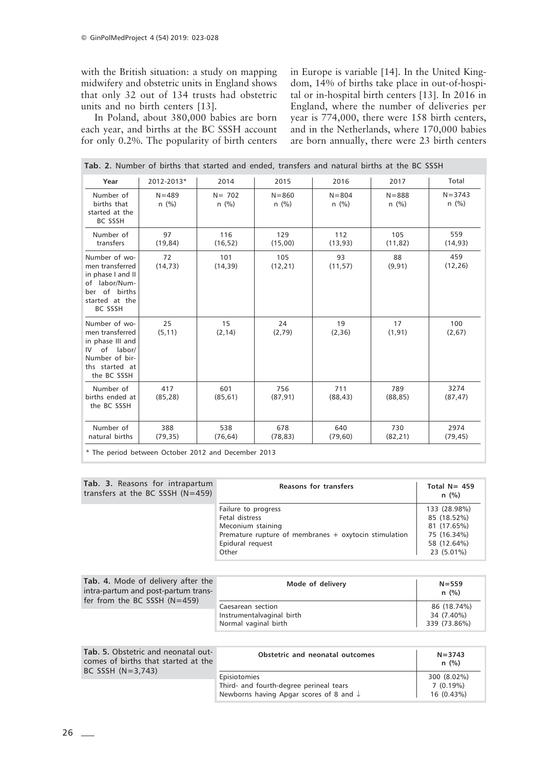with the British situation: a study on mapping midwifery and obstetric units in England shows that only 32 out of 134 trusts had obstetric units and no birth centers [13].

In Poland, about 380,000 babies are born each year, and births at the BC SSSH account for only 0.2%. The popularity of birth centers in Europe is variable [14]. In the United Kingdom, 14% of births take place in out-of-hospital or in-hospital birth centers [13]. In 2016 in England, where the number of deliveries per year is 774,000, there were 158 birth centers, and in the Netherlands, where 170,000 babies are born annually, there were 23 birth centers

**Tab. 2.** Number of births that started and ended, transfers and natural births at the BC SSSH

| Year | 2012-2013* | 2014 | 2015 | 2016 | 2017 | Total |
|---|---|---|---|---|---|---|
| Number of births that started at the BC SSSH | N=489 n (%) | N= 702 n (%) | N=860 n (%) | N=804 n (%) | N=888 n (%) | N=3743 n (%) |
| Number of transfers | 97 (19,84) | 116 (16,52) | 129 (15,00) | 112 (13,93) | 105 (11,82) | 559 (14,93) |
| Number of women transferred in phase I and II of labor/Number of births started at the BC SSSH | 72 (14,73) | 101 (14,39) | 105 (12,21) | 93 (11,57) | 88 (9,91) | 459 (12,26) |
| Number of women transferred in phase III and IV of labor/ Number of births started at the BC SSSH | 25 (5,11) | 15 (2,14) | 24 (2,79) | 19 (2,36) | 17 (1,91) | 100 (2,67) |
| Number of births ended at the BC SSSH | 417 (85,28) | 601 (85,61) | 756 (87,91) | 711 (88,43) | 789 (88,85) | 3274 (87,47) |
| Number of natural births | 388 (79,35) | 538 (76,64) | 678 (78,83) | 640 (79,60) | 730 (82,21) | 2974 (79,45) |

* The period between October 2012 and December 2013

**Tab. 3.** Reasons for intrapartum transfers at the BC SSSH (N=459)

| Reasons for transfers | Total N= 459 n (%) |
|---|---|
| Failure to progress | 133 (28.98%) |
| Fetal distress | 85 (18.52%) |
| Meconium staining | 81 (17.65%) |
| Premature rupture of membranes + oxytocin stimulation | 75 (16.34%) |
| Epidural request | 58 (12.64%) |
| Other | 23 (5.01%) |

**Tab. 4.** Mode of delivery after the intra-partum and post-partum transfer from the BC SSSH (N=459)

| Mode of delivery | N=559 n (%) |
|---|---|
| Caesarean section | 86 (18.74%) |
| Instrumentalvaginal birth | 34 (7.40%) |
| Normal vaginal birth | 339 (73.86%) |

**Tab. 5.** Obstetric and neonatal outcomes of births that started at the BC SSSH (N=3,743)

| Obstetric and neonatal outcomes | N=3743 n (%) |
|---|---|
| Episiotomies | 300 (8.02%) |
| Third- and fourth-degree perineal tears | 7 (0.19%) |
| Newborns having Apgar scores of 8 and ↓ | 16 (0.43%) |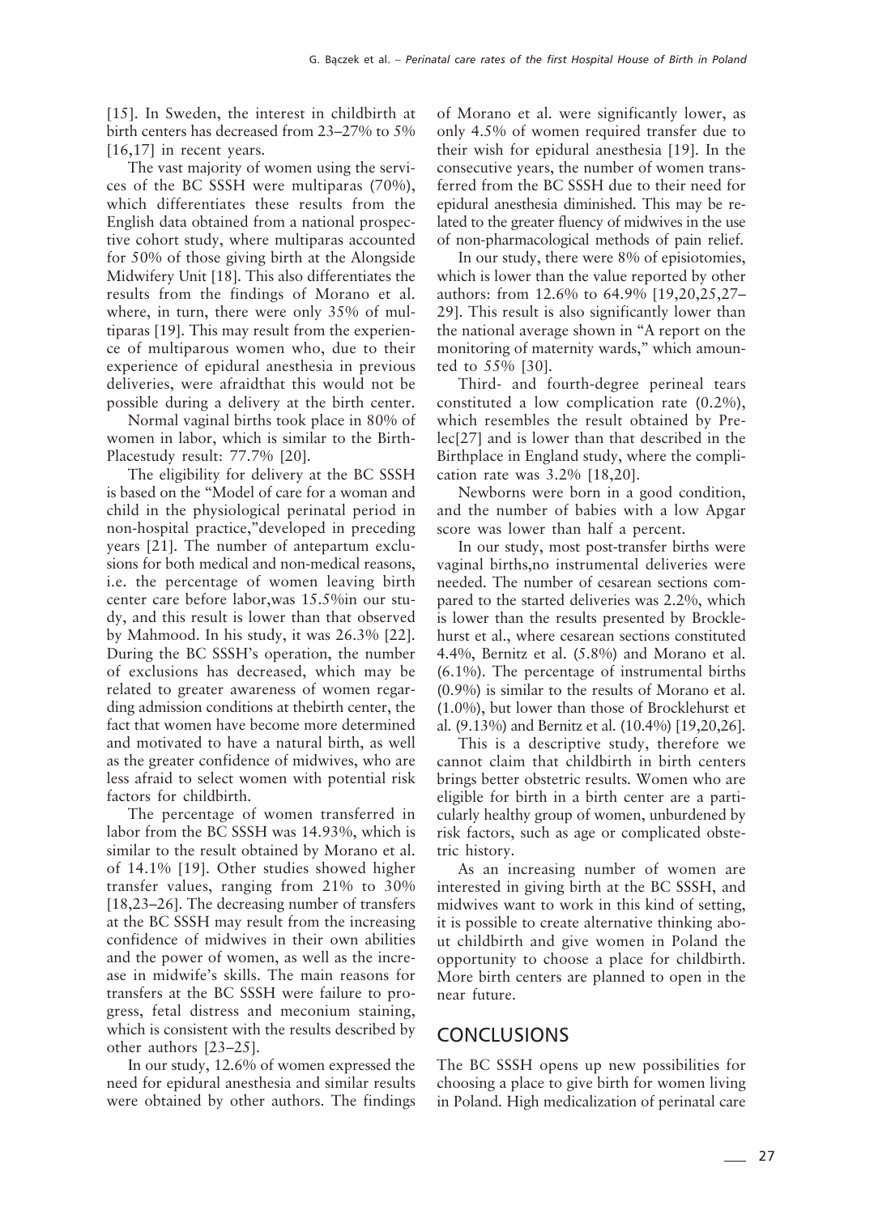[15]. In Sweden, the interest in childbirth at birth centers has decreased from 23–27% to 5% [16,17] in recent years.

The vast majority of women using the services of the BC SSSH were multiparas (70%), which differentiates these results from the English data obtained from a national prospective cohort study, where multiparas accounted for 50% of those giving birth at the Alongside Midwifery Unit [18]. This also differentiates the results from the findings of Morano et al. where, in turn, there were only 35% of multiparas [19]. This may result from the experience of multiparous women who, due to their experience of epidural anesthesia in previous deliveries, were afraidthat this would not be possible during a delivery at the birth center.

Normal vaginal births took place in 80% of women in labor, which is similar to the BirthPlacestudy result: 77.7% [20].

The eligibility for delivery at the BC SSSH is based on the "Model of care for a woman and child in the physiological perinatal period in non-hospital practice,"developed in preceding years [21]. The number of antepartum exclusions for both medical and non-medical reasons, i.e. the percentage of women leaving birth center care before labor,was 15.5%in our study, and this result is lower than that observed by Mahmood. In his study, it was 26.3% [22]. During the BC SSSH's operation, the number of exclusions has decreased, which may be related to greater awareness of women regarding admission conditions at thebirth center, the fact that women have become more determined and motivated to have a natural birth, as well as the greater confidence of midwives, who are less afraid to select women with potential risk factors for childbirth.

The percentage of women transferred in labor from the BC SSSH was 14.93%, which is similar to the result obtained by Morano et al. of 14.1% [19]. Other studies showed higher transfer values, ranging from 21% to 30% [18,23–26]. The decreasing number of transfers at the BC SSSH may result from the increasing confidence of midwives in their own abilities and the power of women, as well as the increase in midwife's skills. The main reasons for transfers at the BC SSSH were failure to progress, fetal distress and meconium staining, which is consistent with the results described by other authors [23–25].

In our study, 12.6% of women expressed the need for epidural anesthesia and similar results were obtained by other authors. The findings of Morano et al. were significantly lower, as only 4.5% of women required transfer due to their wish for epidural anesthesia [19]. In the consecutive years, the number of women transferred from the BC SSSH due to their need for epidural anesthesia diminished. This may be related to the greater fluency of midwives in the use of non-pharmacological methods of pain relief.

In our study, there were 8% of episiotomies, which is lower than the value reported by other authors: from 12.6% to 64.9% [19,20,25,27–29]. This result is also significantly lower than the national average shown in "A report on the monitoring of maternity wards," which amounted to 55% [30].

Third- and fourth-degree perineal tears constituted a low complication rate (0.2%), which resembles the result obtained by Prelec[27] and is lower than that described in the Birthplace in England study, where the complication rate was 3.2% [18,20].

Newborns were born in a good condition, and the number of babies with a low Apgar score was lower than half a percent.

In our study, most post-transfer births were vaginal births,no instrumental deliveries were needed. The number of cesarean sections compared to the started deliveries was 2.2%, which is lower than the results presented by Brocklehurst et al., where cesarean sections constituted 4.4%, Bernitz et al. (5.8%) and Morano et al. (6.1%). The percentage of instrumental births (0.9%) is similar to the results of Morano et al. (1.0%), but lower than those of Brocklehurst et al. (9.13%) and Bernitz et al. (10.4%) [19,20,26].

This is a descriptive study, therefore we cannot claim that childbirth in birth centers brings better obstetric results. Women who are eligible for birth in a birth center are a particularly healthy group of women, unburdened by risk factors, such as age or complicated obstetric history.

As an increasing number of women are interested in giving birth at the BC SSSH, and midwives want to work in this kind of setting, it is possible to create alternative thinking about childbirth and give women in Poland the opportunity to choose a place for childbirth. More birth centers are planned to open in the near future.

## CONCLUSIONS

The BC SSSH opens up new possibilities for choosing a place to give birth for women living in Poland. High medicalization of perinatal care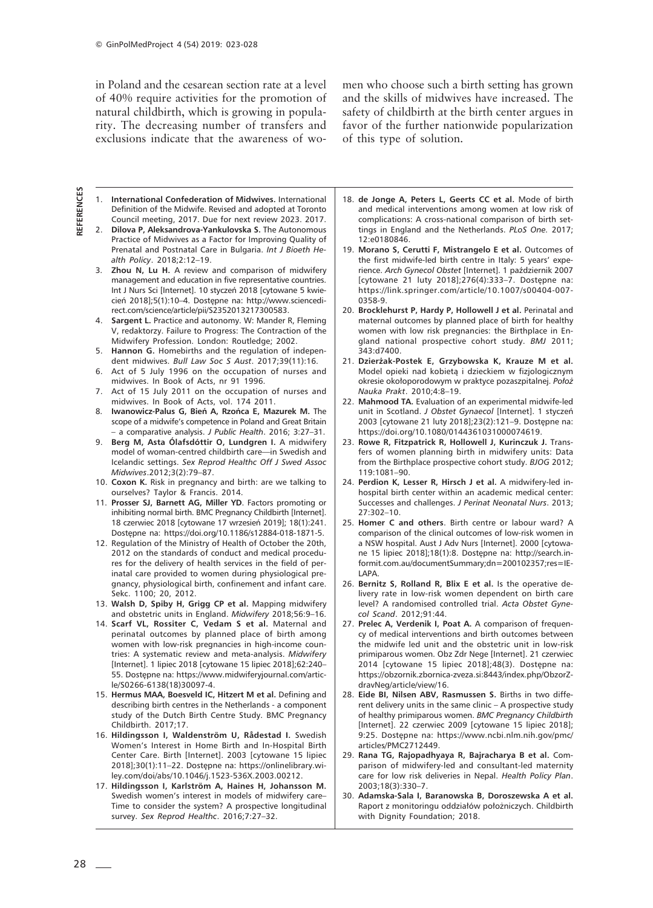in Poland and the cesarean section rate at a level of 40% require activities for the promotion of natural childbirth, which is growing in popularity. The decreasing number of transfers and exclusions indicate that the awareness of women who choose such a birth setting has grown and the skills of midwives have increased. The safety of childbirth at the birth center argues in favor of the further nationwide popularization of this type of solution.

## REFERENCES

1. **International Confederation of Midwives.** International Definition of the Midwife. Revised and adopted at Toronto Council meeting, 2017. Due for next review 2023. 2017.
2. **Dilova P, Aleksandrova-Yankulovska S.** The Autonomous Practice of Midwives as a Factor for Improving Quality of Prenatal and Postnatal Care in Bulgaria. *Int J Bioeth Health Policy*. 2018;2:12–19.
3. **Zhou N, Lu H.** A review and comparison of midwifery management and education in five representative countries. Int J Nurs Sci [Internet]. 10 styczeń 2018 [cytowane 5 kwiecień 2018];5(1):10–4. Dostępne na: http://www.sciencedirect.com/science/article/pii/S2352013217300583.
4. **Sargent L.** Practice and autonomy. W: Mander R, Fleming V, redaktorzy. Failure to Progress: The Contraction of the Midwifery Profession. London: Routledge; 2002.
5. **Hannon G.** Homebirths and the regulation of independent midwives. *Bull Law Soc S Aust*. 2017;39(11):16.
6. Act of 5 July 1996 on the occupation of nurses and midwives. In Book of Acts, nr 91 1996.
7. Act of 15 July 2011 on the occupation of nurses and midwives. In Book of Acts, vol. 174 2011.
8. **Iwanowicz-Palus G, Bień A, Rzońca E, Mazurek M.** The scope of a midwife's competence in Poland and Great Britain – a comparative analysis. *J Public Health*. 2016; 3:27–31.
9. **Berg M, Asta Ólafsdóttir O, Lundgren I.** A midwifery model of woman-centred childbirth care—in Swedish and Icelandic settings. *Sex Reprod Healthc Off J Swed Assoc Midwives*.2012;3(2):79–87.
10. **Coxon K.** Risk in pregnancy and birth: are we talking to ourselves? Taylor & Francis. 2014.
11. **Prosser SJ, Barnett AG, Miller YD**. Factors promoting or inhibiting normal birth. BMC Pregnancy Childbirth [Internet]. 18 czerwiec 2018 [cytowane 17 wrzesień 2019]; 18(1):241. Dostępne na: https://doi.org/10.1186/s12884-018-1871-5.
12. Regulation of the Ministry of Health of October the 20th, 2012 on the standards of conduct and medical procedures for the delivery of health services in the field of perinatal care provided to women during physiological pregnancy, physiological birth, confinement and infant care. Sekc. 1100; 20, 2012.
13. **Walsh D, Spiby H, Grigg CP et al.** Mapping midwifery and obstetric units in England. *Midwifery* 2018;56:9–16.
14. **Scarf VL, Rossiter C, Vedam S et al.** Maternal and perinatal outcomes by planned place of birth among women with low-risk pregnancies in high-income countries: A systematic review and meta-analysis. *Midwifery* [Internet]. 1 lipiec 2018 [cytowane 15 lipiec 2018];62:240–55. Dostępne na: https://www.midwiferyjournal.com/article/S0266-6138(18)30097-4.
15. **Hermus MAA, Boesveld IC, Hitzert M et al.** Defining and describing birth centres in the Netherlands - a component study of the Dutch Birth Centre Study. BMC Pregnancy Childbirth. 2017;17.
16. **Hildingsson I, Waldenström U, Rådestad I.** Swedish Women's Interest in Home Birth and In-Hospital Birth Center Care. Birth [Internet]. 2003 [cytowane 15 lipiec 2018];30(1):11–22. Dostępne na: https://onlinelibrary.wiley.com/doi/abs/10.1046/j.1523-536X.2003.00212.
17. **Hildingsson I, Karlström A, Haines H, Johansson M.** Swedish women's interest in models of midwifery care–Time to consider the system? A prospective longitudinal survey. *Sex Reprod Healthc*. 2016;7:27–32.
18. **de Jonge A, Peters L, Geerts CC et al.** Mode of birth and medical interventions among women at low risk of complications: A cross-national comparison of birth settings in England and the Netherlands. *PLoS One*. 2017; 12:e0180846.
19. **Morano S, Cerutti F, Mistrangelo E et al.** Outcomes of the first midwife-led birth centre in Italy: 5 years' experience. *Arch Gynecol Obstet* [Internet]. 1 październik 2007 [cytowane 21 luty 2018];276(4):333–7. Dostępne na: https://link.springer.com/article/10.1007/s00404-007-0358-9.
20. **Brocklehurst P, Hardy P, Hollowell J et al.** Perinatal and maternal outcomes by planned place of birth for healthy women with low risk pregnancies: the Birthplace in England national prospective cohort study. *BMJ* 2011; 343:d7400.
21. **Dzierżak-Postek E, Grzybowska K, Krauze M et al.** Model opieki nad kobietą i dzieckiem w fizjologicznym okresie okołoporodowym w praktyce pozaszpitalnej. *Położ Nauka Prakt*. 2010;4:8–19.
22. **Mahmood TA.** Evaluation of an experimental midwife-led unit in Scotland. *J Obstet Gynaecol* [Internet]. 1 styczeń 2003 [cytowane 21 luty 2018];23(2):121–9. Dostępne na: https://doi.org/10.1080/0144361031000074619.
23. **Rowe R, Fitzpatrick R, Hollowell J, Kurinczuk J.** Transfers of women planning birth in midwifery units: Data from the Birthplace prospective cohort study. *BJOG* 2012; 119:1081–90.
24. **Perdion K, Lesser R, Hirsch J et al.** A midwifery-led in-hospital birth center within an academic medical center: Successes and challenges. *J Perinat Neonatal Nurs*. 2013; 27:302–10.
25. **Homer C and others**. Birth centre or labour ward? A comparison of the clinical outcomes of low-risk women in a NSW hospital. Aust J Adv Nurs [Internet]. 2000 [cytowane 15 lipiec 2018];18(1):8. Dostępne na: http://search.informit.com.au/documentSummary;dn=200102357;res=IELAPA.
26. **Bernitz S, Rolland R, Blix E et al.** Is the operative delivery rate in low-risk women dependent on birth care level? A randomised controlled trial. *Acta Obstet Gynecol Scand*. 2012;91:44.
27. **Prelec A, Verdenik I, Poat A.** A comparison of frequency of medical interventions and birth outcomes between the midwife led unit and the obstetric unit in low-risk primiparous women. Obz Zdr Nege [Internet]. 21 czerwiec 2014 [cytowane 15 lipiec 2018];48(3). Dostępne na: https://obzornik.zbornica-zveza.si:8443/index.php/ObzorZdravNeg/article/view/16.
28. **Eide BI, Nilsen ABV, Rasmussen S.** Births in two different delivery units in the same clinic – A prospective study of healthy primiparous women. *BMC Pregnancy Childbirth* [Internet]. 22 czerwiec 2009 [cytowane 15 lipiec 2018]; 9:25. Dostępne na: https://www.ncbi.nlm.nih.gov/pmc/articles/PMC2712449.
29. **Rana TG, Rajopadhyaya R, Bajracharya B et al.** Comparison of midwifery-led and consultant-led maternity care for low risk deliveries in Nepal. *Health Policy Plan*. 2003;18(3):330–7.
30. **Adamska-Sala I, Baranowska B, Doroszewska A et al.** Raport z monitoringu oddziałów położniczych. Childbirth with Dignity Foundation; 2018.